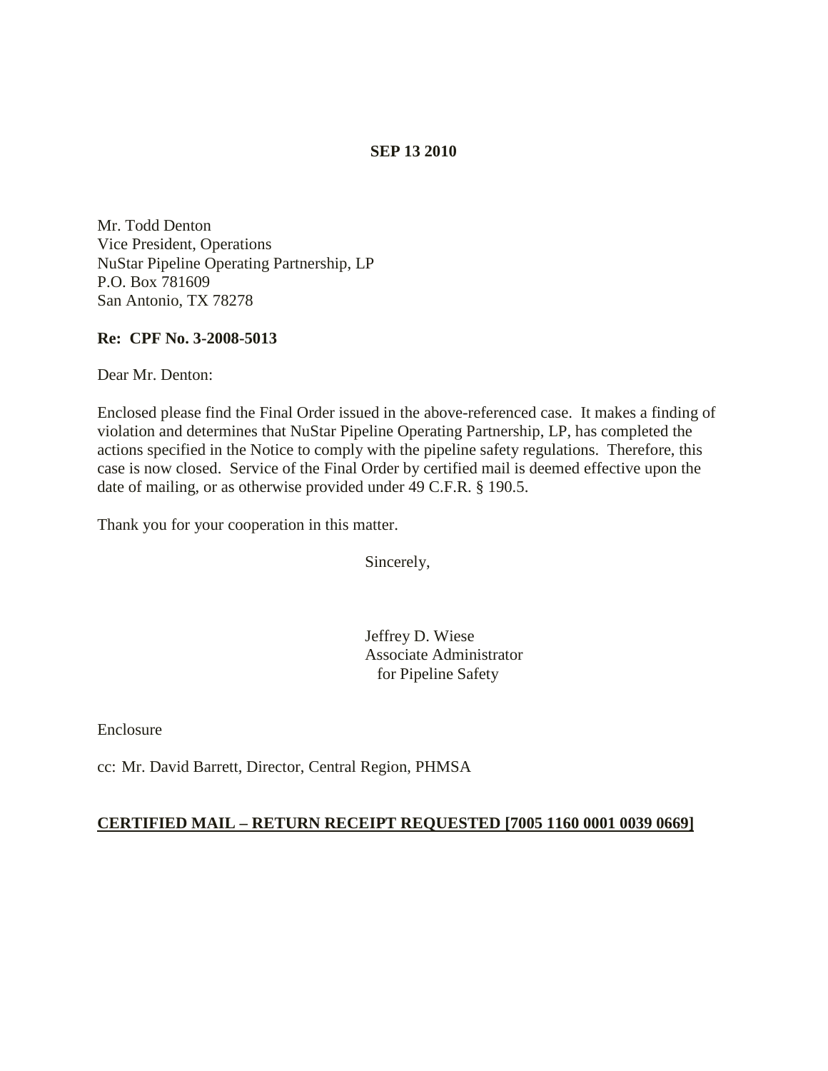**SEP 13 2010**

Mr. Todd Denton
Vice President, Operations
NuStar Pipeline Operating Partnership, LP
P.O. Box 781609
San Antonio, TX 78278

**Re: CPF No. 3-2008-5013**

Dear Mr. Denton:

Enclosed please find the Final Order issued in the above-referenced case. It makes a finding of violation and determines that NuStar Pipeline Operating Partnership, LP, has completed the actions specified in the Notice to comply with the pipeline safety regulations. Therefore, this case is now closed. Service of the Final Order by certified mail is deemed effective upon the date of mailing, or as otherwise provided under 49 C.F.R. § 190.5.

Thank you for your cooperation in this matter.

Sincerely,

Jeffrey D. Wiese
Associate Administrator
for Pipeline Safety

Enclosure

cc: Mr. David Barrett, Director, Central Region, PHMSA

**CERTIFIED MAIL – RETURN RECEIPT REQUESTED [7005 1160 0001 0039 0669]**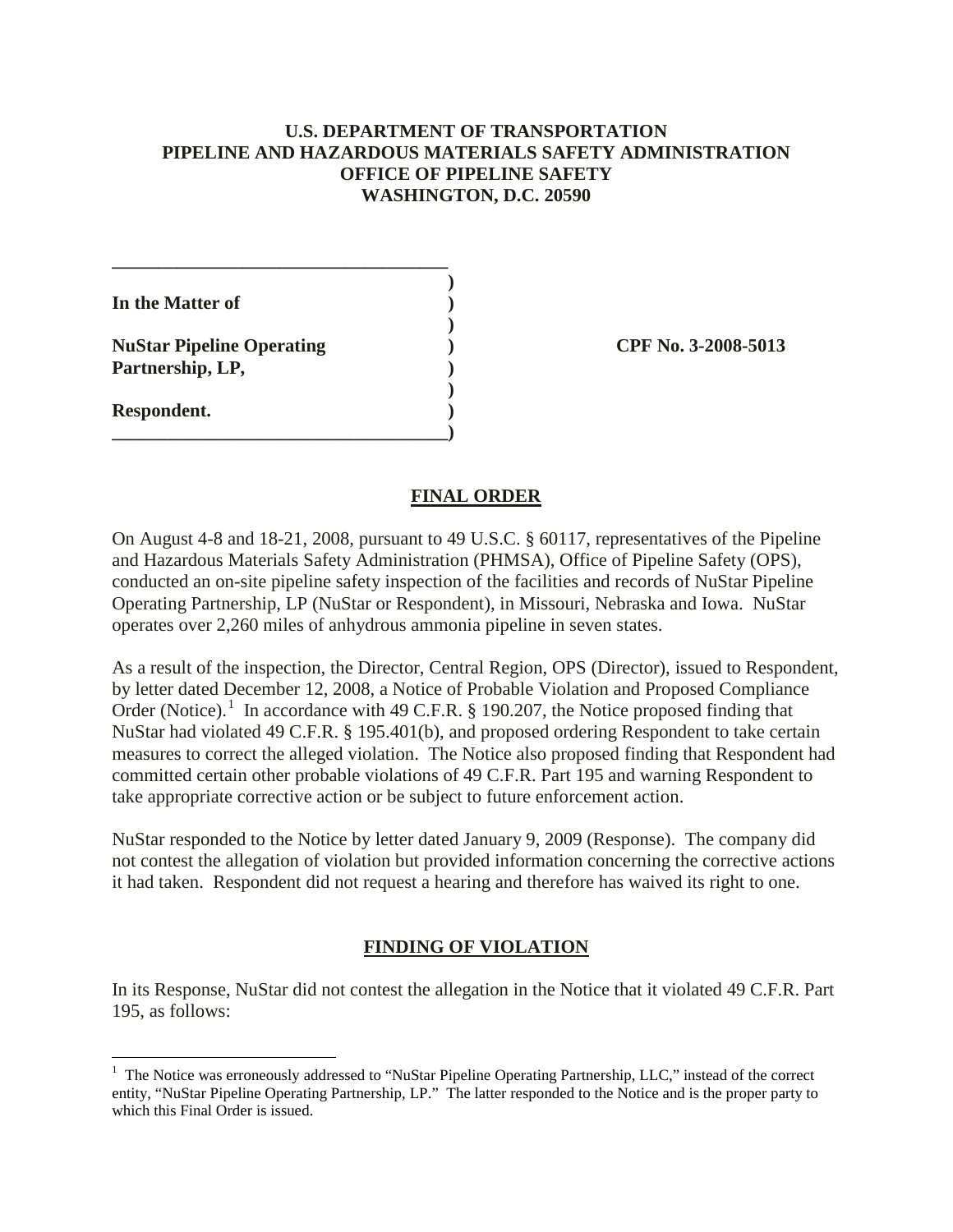**U.S. DEPARTMENT OF TRANSPORTATION**
**PIPELINE AND HAZARDOUS MATERIALS SAFETY ADMINISTRATION**
**OFFICE OF PIPELINE SAFETY**
**WASHINGTON, D.C. 20590**

| | |
|---|---|
| **In the Matter of** | |
| **NuStar Pipeline Operating Partnership, LP,** | **CPF No. 3-2008-5013** |
| **Respondent.** | |

## FINAL ORDER

On August 4-8 and 18-21, 2008, pursuant to 49 U.S.C. § 60117, representatives of the Pipeline and Hazardous Materials Safety Administration (PHMSA), Office of Pipeline Safety (OPS), conducted an on-site pipeline safety inspection of the facilities and records of NuStar Pipeline Operating Partnership, LP (NuStar or Respondent), in Missouri, Nebraska and Iowa. NuStar operates over 2,260 miles of anhydrous ammonia pipeline in seven states.

As a result of the inspection, the Director, Central Region, OPS (Director), issued to Respondent, by letter dated December 12, 2008, a Notice of Probable Violation and Proposed Compliance Order (Notice).[1] In accordance with 49 C.F.R. § 190.207, the Notice proposed finding that NuStar had violated 49 C.F.R. § 195.401(b), and proposed ordering Respondent to take certain measures to correct the alleged violation. The Notice also proposed finding that Respondent had committed certain other probable violations of 49 C.F.R. Part 195 and warning Respondent to take appropriate corrective action or be subject to future enforcement action.

NuStar responded to the Notice by letter dated January 9, 2009 (Response). The company did not contest the allegation of violation but provided information concerning the corrective actions it had taken. Respondent did not request a hearing and therefore has waived its right to one.

## FINDING OF VIOLATION

In its Response, NuStar did not contest the allegation in the Notice that it violated 49 C.F.R. Part 195, as follows:

[1] The Notice was erroneously addressed to "NuStar Pipeline Operating Partnership, LLC," instead of the correct entity, "NuStar Pipeline Operating Partnership, LP." The latter responded to the Notice and is the proper party to which this Final Order is issued.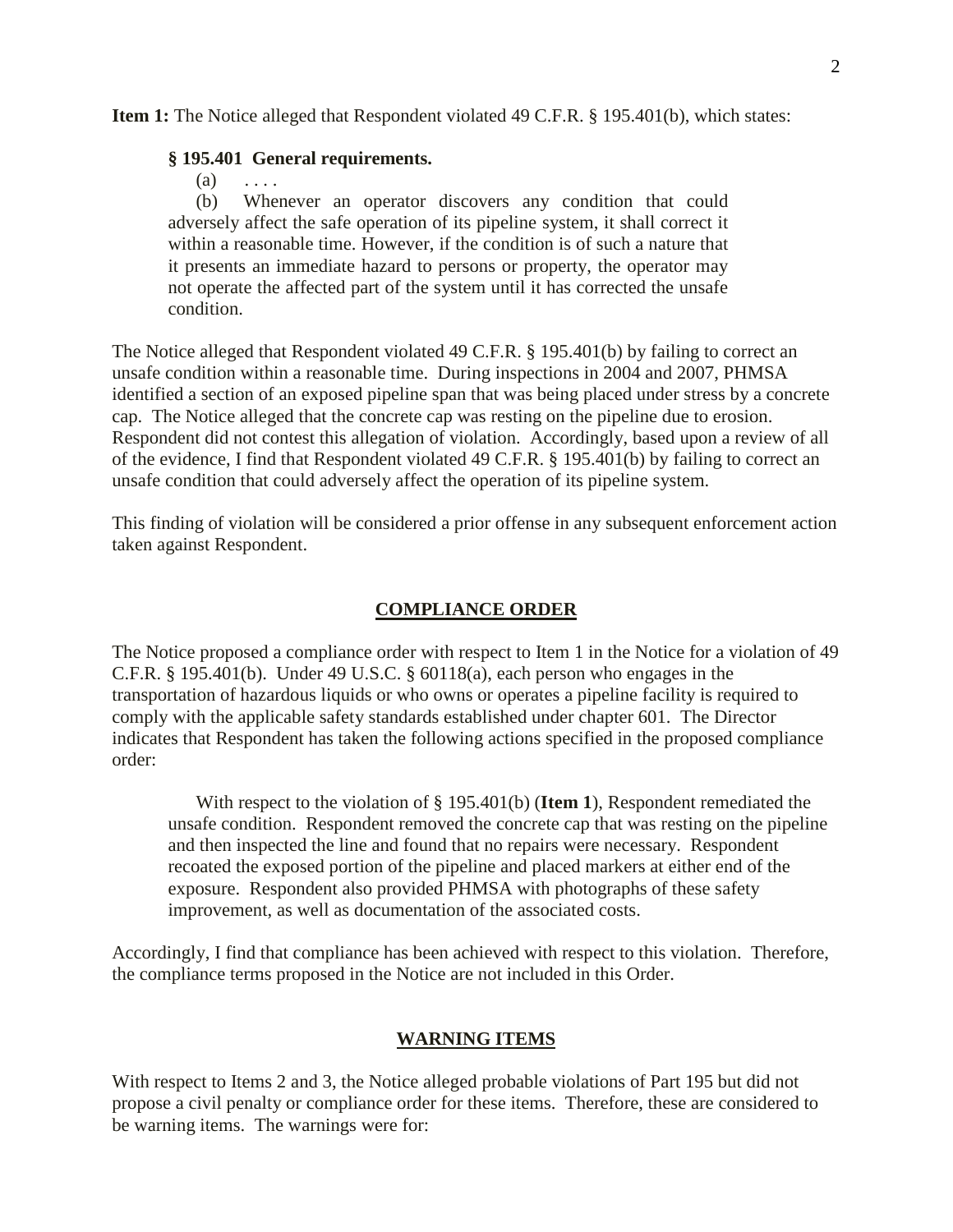**Item 1:** The Notice alleged that Respondent violated 49 C.F.R. § 195.401(b), which states:

> **§ 195.401 General requirements.**
>
> (a) . . . .
>
> (b) Whenever an operator discovers any condition that could adversely affect the safe operation of its pipeline system, it shall correct it within a reasonable time. However, if the condition is of such a nature that it presents an immediate hazard to persons or property, the operator may not operate the affected part of the system until it has corrected the unsafe condition.

The Notice alleged that Respondent violated 49 C.F.R. § 195.401(b) by failing to correct an unsafe condition within a reasonable time. During inspections in 2004 and 2007, PHMSA identified a section of an exposed pipeline span that was being placed under stress by a concrete cap. The Notice alleged that the concrete cap was resting on the pipeline due to erosion. Respondent did not contest this allegation of violation. Accordingly, based upon a review of all of the evidence, I find that Respondent violated 49 C.F.R. § 195.401(b) by failing to correct an unsafe condition that could adversely affect the operation of its pipeline system.

This finding of violation will be considered a prior offense in any subsequent enforcement action taken against Respondent.

## COMPLIANCE ORDER

The Notice proposed a compliance order with respect to Item 1 in the Notice for a violation of 49 C.F.R. § 195.401(b). Under 49 U.S.C. § 60118(a), each person who engages in the transportation of hazardous liquids or who owns or operates a pipeline facility is required to comply with the applicable safety standards established under chapter 601. The Director indicates that Respondent has taken the following actions specified in the proposed compliance order:

> With respect to the violation of § 195.401(b) (**Item 1**), Respondent remediated the unsafe condition. Respondent removed the concrete cap that was resting on the pipeline and then inspected the line and found that no repairs were necessary. Respondent recoated the exposed portion of the pipeline and placed markers at either end of the exposure. Respondent also provided PHMSA with photographs of these safety improvement, as well as documentation of the associated costs.

Accordingly, I find that compliance has been achieved with respect to this violation. Therefore, the compliance terms proposed in the Notice are not included in this Order.

## WARNING ITEMS

With respect to Items 2 and 3, the Notice alleged probable violations of Part 195 but did not propose a civil penalty or compliance order for these items. Therefore, these are considered to be warning items. The warnings were for: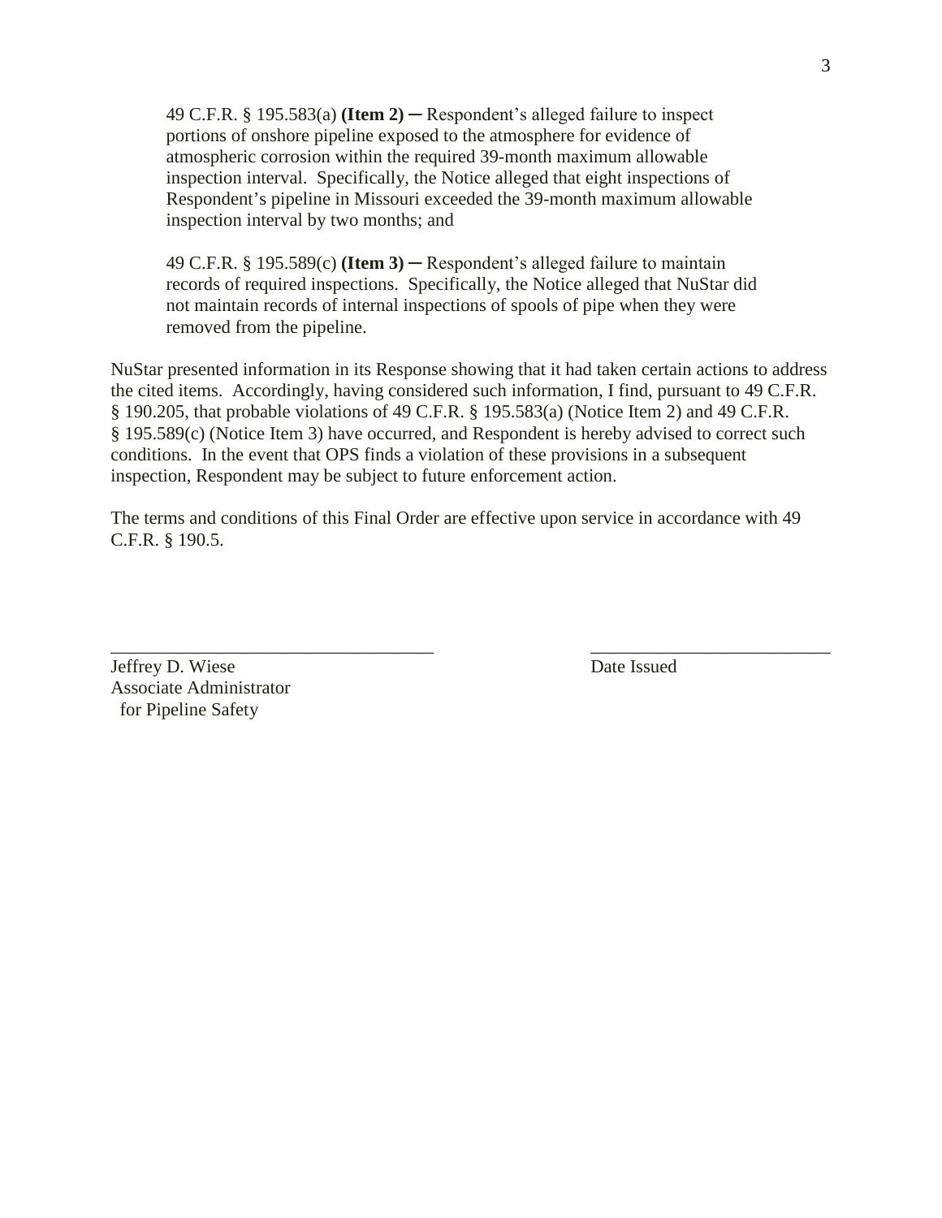49 C.F.R. § 195.583(a) **(Item 2)** ─ Respondent's alleged failure to inspect portions of onshore pipeline exposed to the atmosphere for evidence of atmospheric corrosion within the required 39-month maximum allowable inspection interval. Specifically, the Notice alleged that eight inspections of Respondent's pipeline in Missouri exceeded the 39-month maximum allowable inspection interval by two months; and

49 C.F.R. § 195.589(c) **(Item 3)** ─ Respondent's alleged failure to maintain records of required inspections. Specifically, the Notice alleged that NuStar did not maintain records of internal inspections of spools of pipe when they were removed from the pipeline.

NuStar presented information in its Response showing that it had taken certain actions to address the cited items. Accordingly, having considered such information, I find, pursuant to 49 C.F.R. § 190.205, that probable violations of 49 C.F.R. § 195.583(a) (Notice Item 2) and 49 C.F.R. § 195.589(c) (Notice Item 3) have occurred, and Respondent is hereby advised to correct such conditions. In the event that OPS finds a violation of these provisions in a subsequent inspection, Respondent may be subject to future enforcement action.

The terms and conditions of this Final Order are effective upon service in accordance with 49 C.F.R. § 190.5.

\_\_\_\_\_\_\_\_\_\_\_\_\_\_\_\_\_\_\_\_\_\_\_\_\_\_\_\_\_\_\_\_\_\_\_ \_\_\_\_\_\_\_\_\_\_\_\_\_\_\_\_\_\_\_\_\_\_\_\_\_\_

Jeffrey D. Wiese
Associate Administrator
for Pipeline Safety

Date Issued